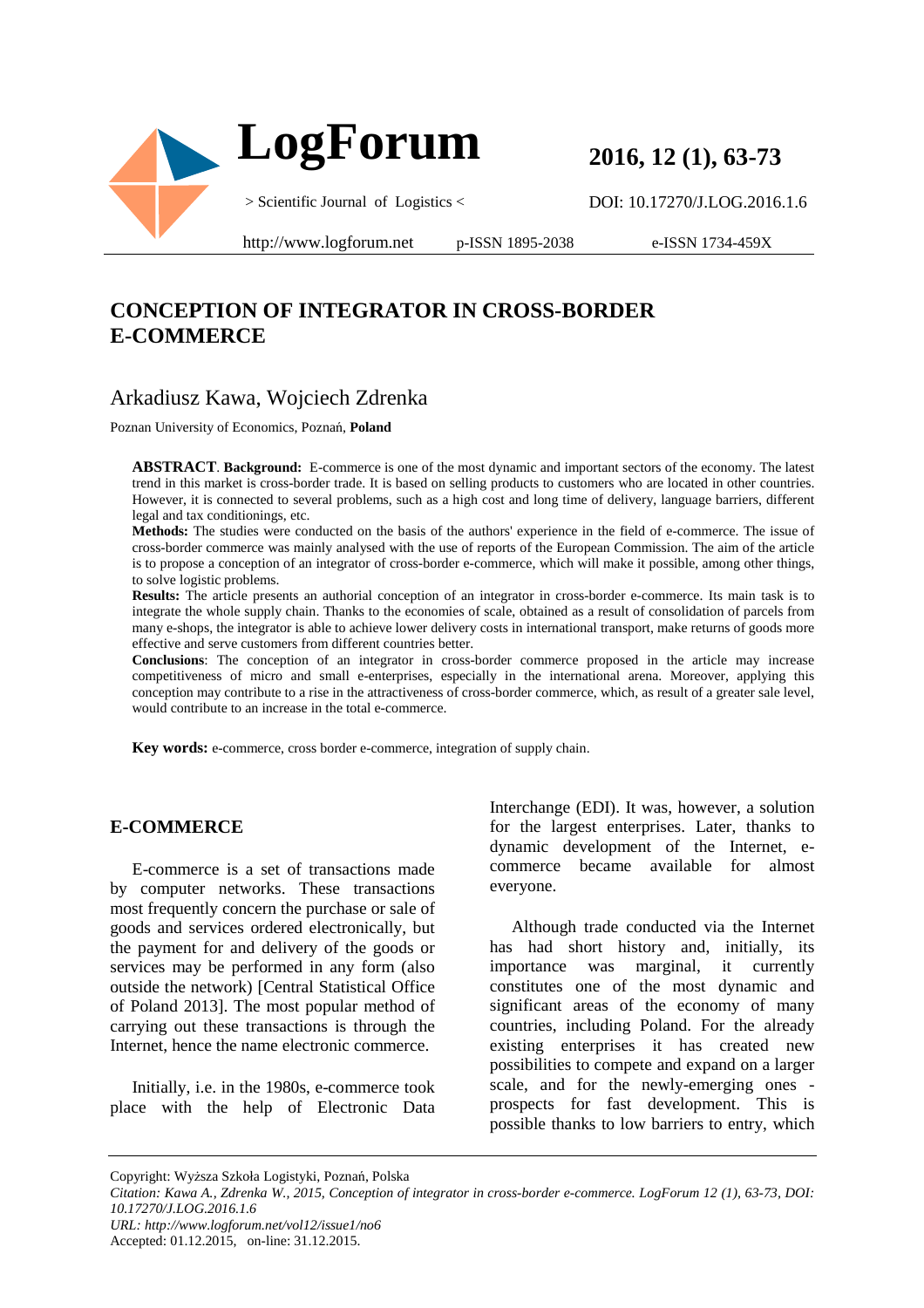# CONCEPTION OF INTEGRATOR IN CROSS-BORDER E-COMMERCE

## Arkadiusz Kawa, Wojciech Zdrenka

Poznan University of Economics, Poznań, **Poland**

**ABSTRACT**. **Background:** E-commerce is one of the most dynamic and important sectors of the economy. The latest trend in this market is cross-border trade. It is based on selling products to customers who are located in other countries. However, it is connected to several problems, such as a high cost and long time of delivery, language barriers, different legal and tax conditionings, etc.

**Methods:** The studies were conducted on the basis of the authors' experience in the field of e-commerce. The issue of cross-border commerce was mainly analysed with the use of reports of the European Commission. The aim of the article is to propose a conception of an integrator of cross-border e-commerce, which will make it possible, among other things, to solve logistic problems.

**Results:** The article presents an authorial conception of an integrator in cross-border e-commerce. Its main task is to integrate the whole supply chain. Thanks to the economies of scale, obtained as a result of consolidation of parcels from many e-shops, the integrator is able to achieve lower delivery costs in international transport, make returns of goods more effective and serve customers from different countries better.

**Conclusions**: The conception of an integrator in cross-border commerce proposed in the article may increase competitiveness of micro and small e-enterprises, especially in the international arena. Moreover, applying this conception may contribute to a rise in the attractiveness of cross-border commerce, which, as result of a greater sale level, would contribute to an increase in the total e-commerce.

**Key words:** e-commerce, cross border e-commerce, integration of supply chain.

## E-COMMERCE

E-commerce is a set of transactions made by computer networks. These transactions most frequently concern the purchase or sale of goods and services ordered electronically, but the payment for and delivery of the goods or services may be performed in any form (also outside the network) [Central Statistical Office of Poland 2013]. The most popular method of carrying out these transactions is through the Internet, hence the name electronic commerce.

Initially, i.e. in the 1980s, e-commerce took place with the help of Electronic Data Interchange (EDI). It was, however, a solution for the largest enterprises. Later, thanks to dynamic development of the Internet, e-commerce became available for almost everyone.

Although trade conducted via the Internet has had short history and, initially, its importance was marginal, it currently constitutes one of the most dynamic and significant areas of the economy of many countries, including Poland. For the already existing enterprises it has created new possibilities to compete and expand on a larger scale, and for the newly-emerging ones - prospects for fast development. This is possible thanks to low barriers to entry, which

Copyright: Wyższa Szkoła Logistyki, Poznań, Polska

*Citation: Kawa A., Zdrenka W., 2015, Conception of integrator in cross-border e-commerce. LogForum 12 (1), 63-73, DOI: 10.17270/J.LOG.2016.1.6*

*URL: http://www.logforum.net/vol12/issue1/no6*

Accepted: 01.12.2015, on-line: 31.12.2015.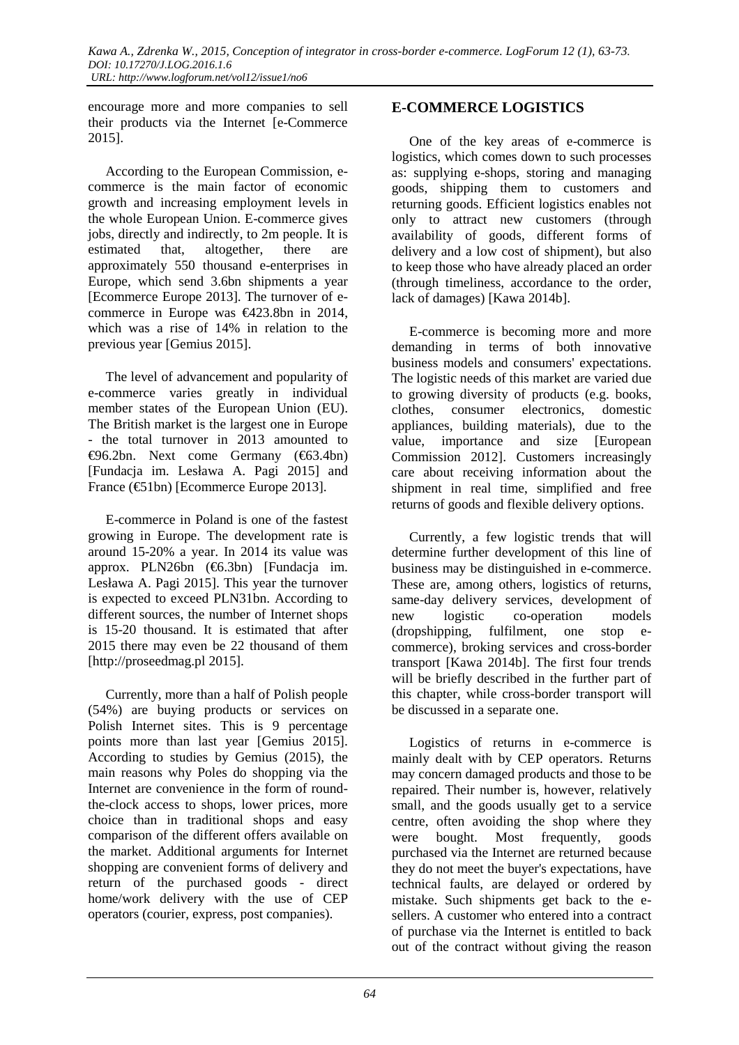encourage more and more companies to sell their products via the Internet [e-Commerce 2015].

According to the European Commission, e-commerce is the main factor of economic growth and increasing employment levels in the whole European Union. E-commerce gives jobs, directly and indirectly, to 2m people. It is estimated that, altogether, there are approximately 550 thousand e-enterprises in Europe, which send 3.6bn shipments a year [Ecommerce Europe 2013]. The turnover of e-commerce in Europe was €423.8bn in 2014, which was a rise of 14% in relation to the previous year [Gemius 2015].

The level of advancement and popularity of e-commerce varies greatly in individual member states of the European Union (EU). The British market is the largest one in Europe - the total turnover in 2013 amounted to €96.2bn. Next come Germany (€63.4bn) [Fundacja im. Lesława A. Pagi 2015] and France (€51bn) [Ecommerce Europe 2013].

E-commerce in Poland is one of the fastest growing in Europe. The development rate is around 15-20% a year. In 2014 its value was approx. PLN26bn (€6.3bn) [Fundacja im. Lesława A. Pagi 2015]. This year the turnover is expected to exceed PLN31bn. According to different sources, the number of Internet shops is 15-20 thousand. It is estimated that after 2015 there may even be 22 thousand of them [http://proseedmag.pl 2015].

Currently, more than a half of Polish people (54%) are buying products or services on Polish Internet sites. This is 9 percentage points more than last year [Gemius 2015]. According to studies by Gemius (2015), the main reasons why Poles do shopping via the Internet are convenience in the form of round-the-clock access to shops, lower prices, more choice than in traditional shops and easy comparison of the different offers available on the market. Additional arguments for Internet shopping are convenient forms of delivery and return of the purchased goods - direct home/work delivery with the use of CEP operators (courier, express, post companies).

## E-COMMERCE LOGISTICS

One of the key areas of e-commerce is logistics, which comes down to such processes as: supplying e-shops, storing and managing goods, shipping them to customers and returning goods. Efficient logistics enables not only to attract new customers (through availability of goods, different forms of delivery and a low cost of shipment), but also to keep those who have already placed an order (through timeliness, accordance to the order, lack of damages) [Kawa 2014b].

E-commerce is becoming more and more demanding in terms of both innovative business models and consumers' expectations. The logistic needs of this market are varied due to growing diversity of products (e.g. books, clothes, consumer electronics, domestic appliances, building materials), due to the value, importance and size [European Commission 2012]. Customers increasingly care about receiving information about the shipment in real time, simplified and free returns of goods and flexible delivery options.

Currently, a few logistic trends that will determine further development of this line of business may be distinguished in e-commerce. These are, among others, logistics of returns, same-day delivery services, development of new logistic co-operation models (dropshipping, fulfilment, one stop e-commerce), broking services and cross-border transport [Kawa 2014b]. The first four trends will be briefly described in the further part of this chapter, while cross-border transport will be discussed in a separate one.

Logistics of returns in e-commerce is mainly dealt with by CEP operators. Returns may concern damaged products and those to be repaired. Their number is, however, relatively small, and the goods usually get to a service centre, often avoiding the shop where they were bought. Most frequently, goods purchased via the Internet are returned because they do not meet the buyer's expectations, have technical faults, are delayed or ordered by mistake. Such shipments get back to the e-sellers. A customer who entered into a contract of purchase via the Internet is entitled to back out of the contract without giving the reason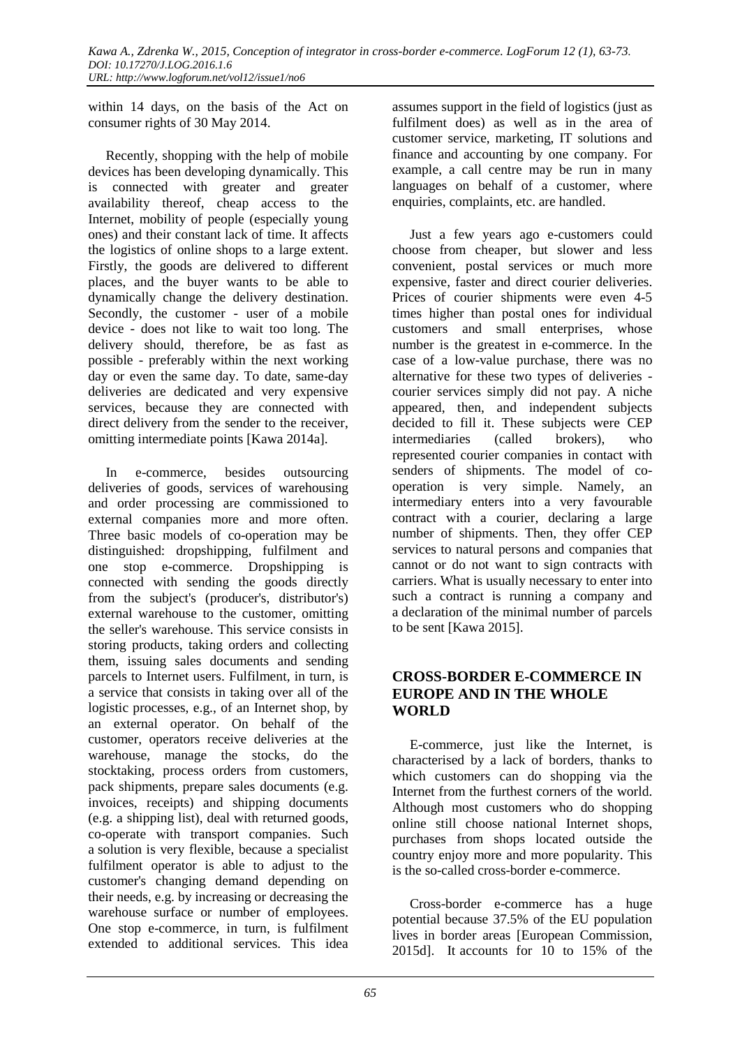within 14 days, on the basis of the Act on consumer rights of 30 May 2014.

Recently, shopping with the help of mobile devices has been developing dynamically. This is connected with greater and greater availability thereof, cheap access to the Internet, mobility of people (especially young ones) and their constant lack of time. It affects the logistics of online shops to a large extent. Firstly, the goods are delivered to different places, and the buyer wants to be able to dynamically change the delivery destination. Secondly, the customer - user of a mobile device - does not like to wait too long. The delivery should, therefore, be as fast as possible - preferably within the next working day or even the same day. To date, same-day deliveries are dedicated and very expensive services, because they are connected with direct delivery from the sender to the receiver, omitting intermediate points [Kawa 2014a].

In e-commerce, besides outsourcing deliveries of goods, services of warehousing and order processing are commissioned to external companies more and more often. Three basic models of co-operation may be distinguished: dropshipping, fulfilment and one stop e-commerce. Dropshipping is connected with sending the goods directly from the subject's (producer's, distributor's) external warehouse to the customer, omitting the seller's warehouse. This service consists in storing products, taking orders and collecting them, issuing sales documents and sending parcels to Internet users. Fulfilment, in turn, is a service that consists in taking over all of the logistic processes, e.g., of an Internet shop, by an external operator. On behalf of the customer, operators receive deliveries at the warehouse, manage the stocks, do the stocktaking, process orders from customers, pack shipments, prepare sales documents (e.g. invoices, receipts) and shipping documents (e.g. a shipping list), deal with returned goods, co-operate with transport companies. Such a solution is very flexible, because a specialist fulfilment operator is able to adjust to the customer's changing demand depending on their needs, e.g. by increasing or decreasing the warehouse surface or number of employees. One stop e-commerce, in turn, is fulfilment extended to additional services. This idea assumes support in the field of logistics (just as fulfilment does) as well as in the area of customer service, marketing, IT solutions and finance and accounting by one company. For example, a call centre may be run in many languages on behalf of a customer, where enquiries, complaints, etc. are handled.

Just a few years ago e-customers could choose from cheaper, but slower and less convenient, postal services or much more expensive, faster and direct courier deliveries. Prices of courier shipments were even 4-5 times higher than postal ones for individual customers and small enterprises, whose number is the greatest in e-commerce. In the case of a low-value purchase, there was no alternative for these two types of deliveries - courier services simply did not pay. A niche appeared, then, and independent subjects decided to fill it. These subjects were CEP intermediaries (called brokers), who represented courier companies in contact with senders of shipments. The model of co-operation is very simple. Namely, an intermediary enters into a very favourable contract with a courier, declaring a large number of shipments. Then, they offer CEP services to natural persons and companies that cannot or do not want to sign contracts with carriers. What is usually necessary to enter into such a contract is running a company and a declaration of the minimal number of parcels to be sent [Kawa 2015].

## CROSS-BORDER E-COMMERCE IN EUROPE AND IN THE WHOLE WORLD

E-commerce, just like the Internet, is characterised by a lack of borders, thanks to which customers can do shopping via the Internet from the furthest corners of the world. Although most customers who do shopping online still choose national Internet shops, purchases from shops located outside the country enjoy more and more popularity. This is the so-called cross-border e-commerce.

Cross-border e-commerce has a huge potential because 37.5% of the EU population lives in border areas [European Commission, 2015d]. It accounts for 10 to 15% of the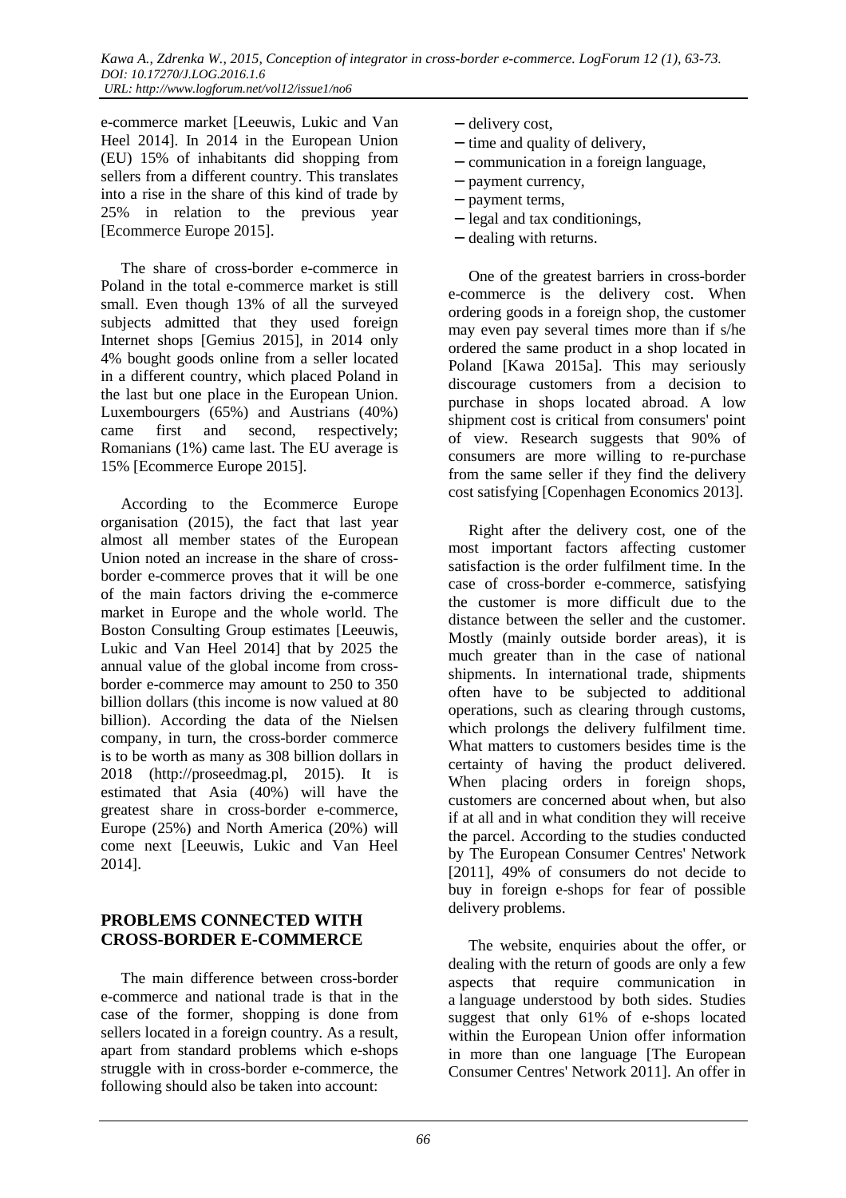e-commerce market [Leeuwis, Lukic and Van Heel 2014]. In 2014 in the European Union (EU) 15% of inhabitants did shopping from sellers from a different country. This translates into a rise in the share of this kind of trade by 25% in relation to the previous year [Ecommerce Europe 2015].

The share of cross-border e-commerce in Poland in the total e-commerce market is still small. Even though 13% of all the surveyed subjects admitted that they used foreign Internet shops [Gemius 2015], in 2014 only 4% bought goods online from a seller located in a different country, which placed Poland in the last but one place in the European Union. Luxembourgers (65%) and Austrians (40%) came first and second, respectively; Romanians (1%) came last. The EU average is 15% [Ecommerce Europe 2015].

According to the Ecommerce Europe organisation (2015), the fact that last year almost all member states of the European Union noted an increase in the share of cross-border e-commerce proves that it will be one of the main factors driving the e-commerce market in Europe and the whole world. The Boston Consulting Group estimates [Leeuwis, Lukic and Van Heel 2014] that by 2025 the annual value of the global income from cross-border e-commerce may amount to 250 to 350 billion dollars (this income is now valued at 80 billion). According the data of the Nielsen company, in turn, the cross-border commerce is to be worth as many as 308 billion dollars in 2018 (http://proseedmag.pl, 2015). It is estimated that Asia (40%) will have the greatest share in cross-border e-commerce, Europe (25%) and North America (20%) will come next [Leeuwis, Lukic and Van Heel 2014].

## PROBLEMS CONNECTED WITH CROSS-BORDER E-COMMERCE

The main difference between cross-border e-commerce and national trade is that in the case of the former, shopping is done from sellers located in a foreign country. As a result, apart from standard problems which e-shops struggle with in cross-border e-commerce, the following should also be taken into account:

- delivery cost,
- time and quality of delivery,
- communication in a foreign language,
- payment currency,
- payment terms,
- legal and tax conditionings,
- dealing with returns.

One of the greatest barriers in cross-border e-commerce is the delivery cost. When ordering goods in a foreign shop, the customer may even pay several times more than if s/he ordered the same product in a shop located in Poland [Kawa 2015a]. This may seriously discourage customers from a decision to purchase in shops located abroad. A low shipment cost is critical from consumers' point of view. Research suggests that 90% of consumers are more willing to re-purchase from the same seller if they find the delivery cost satisfying [Copenhagen Economics 2013].

Right after the delivery cost, one of the most important factors affecting customer satisfaction is the order fulfilment time. In the case of cross-border e-commerce, satisfying the customer is more difficult due to the distance between the seller and the customer. Mostly (mainly outside border areas), it is much greater than in the case of national shipments. In international trade, shipments often have to be subjected to additional operations, such as clearing through customs, which prolongs the delivery fulfilment time. What matters to customers besides time is the certainty of having the product delivered. When placing orders in foreign shops, customers are concerned about when, but also if at all and in what condition they will receive the parcel. According to the studies conducted by The European Consumer Centres' Network [2011], 49% of consumers do not decide to buy in foreign e-shops for fear of possible delivery problems.

The website, enquiries about the offer, or dealing with the return of goods are only a few aspects that require communication in a language understood by both sides. Studies suggest that only 61% of e-shops located within the European Union offer information in more than one language [The European Consumer Centres' Network 2011]. An offer in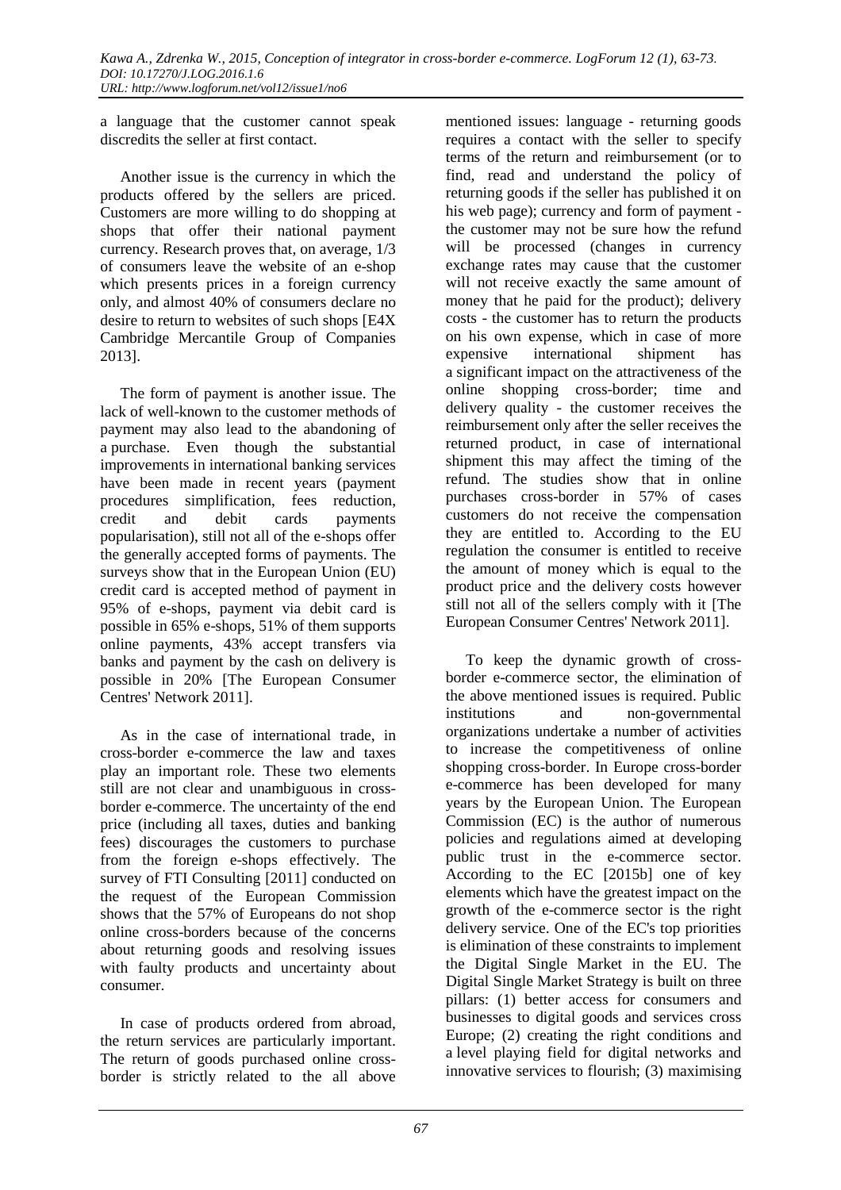a language that the customer cannot speak discredits the seller at first contact.

Another issue is the currency in which the products offered by the sellers are priced. Customers are more willing to do shopping at shops that offer their national payment currency. Research proves that, on average, 1/3 of consumers leave the website of an e-shop which presents prices in a foreign currency only, and almost 40% of consumers declare no desire to return to websites of such shops [E4X Cambridge Mercantile Group of Companies 2013].

The form of payment is another issue. The lack of well-known to the customer methods of payment may also lead to the abandoning of a purchase. Even though the substantial improvements in international banking services have been made in recent years (payment procedures simplification, fees reduction, credit and debit cards payments popularisation), still not all of the e-shops offer the generally accepted forms of payments. The surveys show that in the European Union (EU) credit card is accepted method of payment in 95% of e-shops, payment via debit card is possible in 65% e-shops, 51% of them supports online payments, 43% accept transfers via banks and payment by the cash on delivery is possible in 20% [The European Consumer Centres' Network 2011].

As in the case of international trade, in cross-border e-commerce the law and taxes play an important role. These two elements still are not clear and unambiguous in cross-border e-commerce. The uncertainty of the end price (including all taxes, duties and banking fees) discourages the customers to purchase from the foreign e-shops effectively. The survey of FTI Consulting [2011] conducted on the request of the European Commission shows that the 57% of Europeans do not shop online cross-borders because of the concerns about returning goods and resolving issues with faulty products and uncertainty about consumer.

In case of products ordered from abroad, the return services are particularly important. The return of goods purchased online cross-border is strictly related to the all above mentioned issues: language - returning goods requires a contact with the seller to specify terms of the return and reimbursement (or to find, read and understand the policy of returning goods if the seller has published it on his web page); currency and form of payment - the customer may not be sure how the refund will be processed (changes in currency exchange rates may cause that the customer will not receive exactly the same amount of money that he paid for the product); delivery costs - the customer has to return the products on his own expense, which in case of more expensive international shipment has a significant impact on the attractiveness of the online shopping cross-border; time and delivery quality - the customer receives the reimbursement only after the seller receives the returned product, in case of international shipment this may affect the timing of the refund. The studies show that in online purchases cross-border in 57% of cases customers do not receive the compensation they are entitled to. According to the EU regulation the consumer is entitled to receive the amount of money which is equal to the product price and the delivery costs however still not all of the sellers comply with it [The European Consumer Centres' Network 2011].

To keep the dynamic growth of cross-border e-commerce sector, the elimination of the above mentioned issues is required. Public institutions and non-governmental organizations undertake a number of activities to increase the competitiveness of online shopping cross-border. In Europe cross-border e-commerce has been developed for many years by the European Union. The European Commission (EC) is the author of numerous policies and regulations aimed at developing public trust in the e-commerce sector. According to the EC [2015b] one of key elements which have the greatest impact on the growth of the e-commerce sector is the right delivery service. One of the EC's top priorities is elimination of these constraints to implement the Digital Single Market in the EU. The Digital Single Market Strategy is built on three pillars: (1) better access for consumers and businesses to digital goods and services cross Europe; (2) creating the right conditions and a level playing field for digital networks and innovative services to flourish; (3) maximising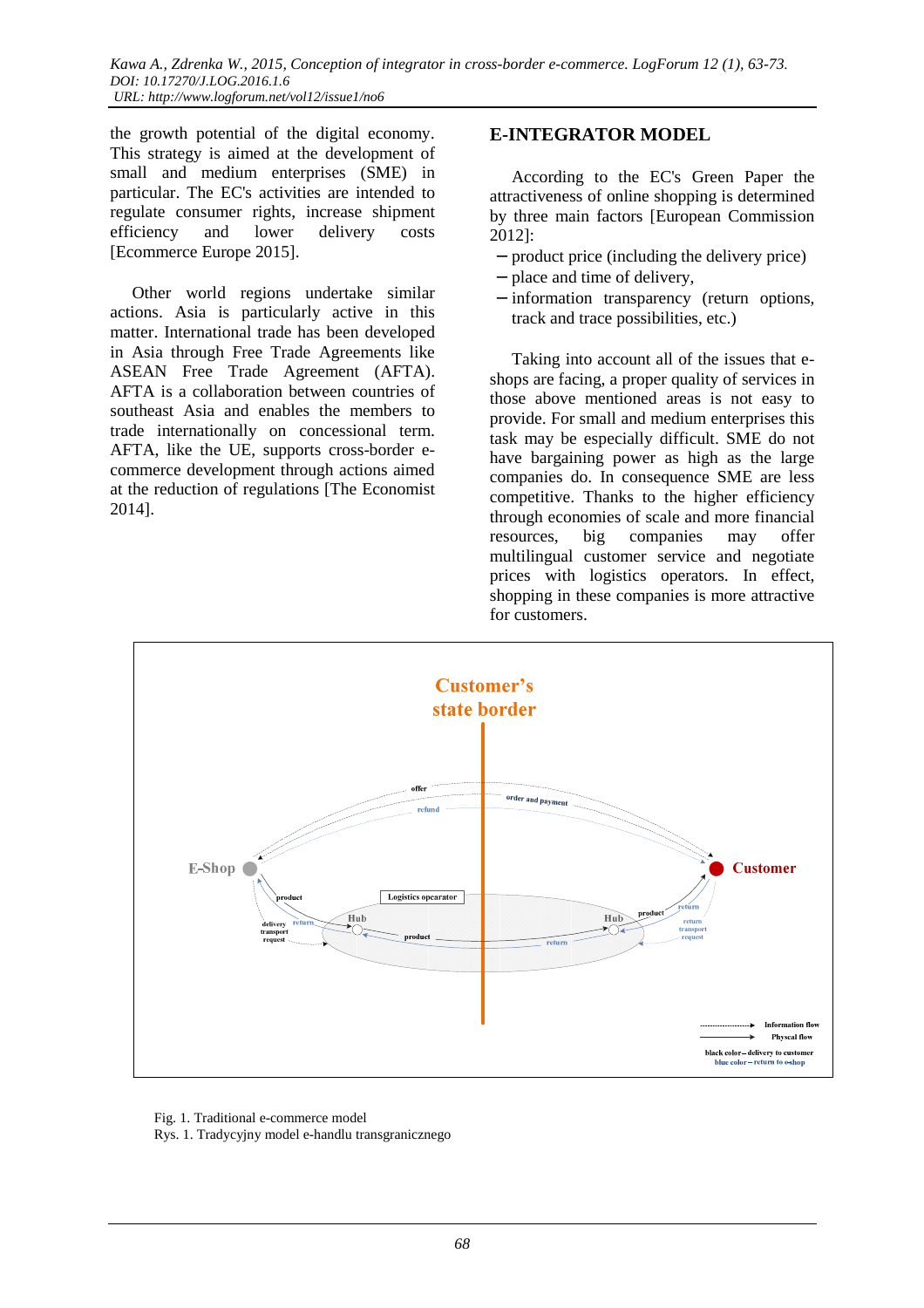the growth potential of the digital economy. This strategy is aimed at the development of small and medium enterprises (SME) in particular. The EC's activities are intended to regulate consumer rights, increase shipment efficiency and lower delivery costs [Ecommerce Europe 2015].

Other world regions undertake similar actions. Asia is particularly active in this matter. International trade has been developed in Asia through Free Trade Agreements like ASEAN Free Trade Agreement (AFTA). AFTA is a collaboration between countries of southeast Asia and enables the members to trade internationally on concessional term. AFTA, like the UE, supports cross-border e-commerce development through actions aimed at the reduction of regulations [The Economist 2014].

## E-INTEGRATOR MODEL

According to the EC's Green Paper the attractiveness of online shopping is determined by three main factors [European Commission 2012]:

- product price (including the delivery price)
- place and time of delivery,
- information transparency (return options, track and trace possibilities, etc.)

Taking into account all of the issues that e-shops are facing, a proper quality of services in those above mentioned areas is not easy to provide. For small and medium enterprises this task may be especially difficult. SME do not have bargaining power as high as the large companies do. In consequence SME are less competitive. Thanks to the higher efficiency through economies of scale and more financial resources, big companies may offer multilingual customer service and negotiate prices with logistics operators. In effect, shopping in these companies is more attractive for customers.

Fig. 1. Traditional e-commerce model
Rys. 1. Tradycyjny model e-handlu transgranicznego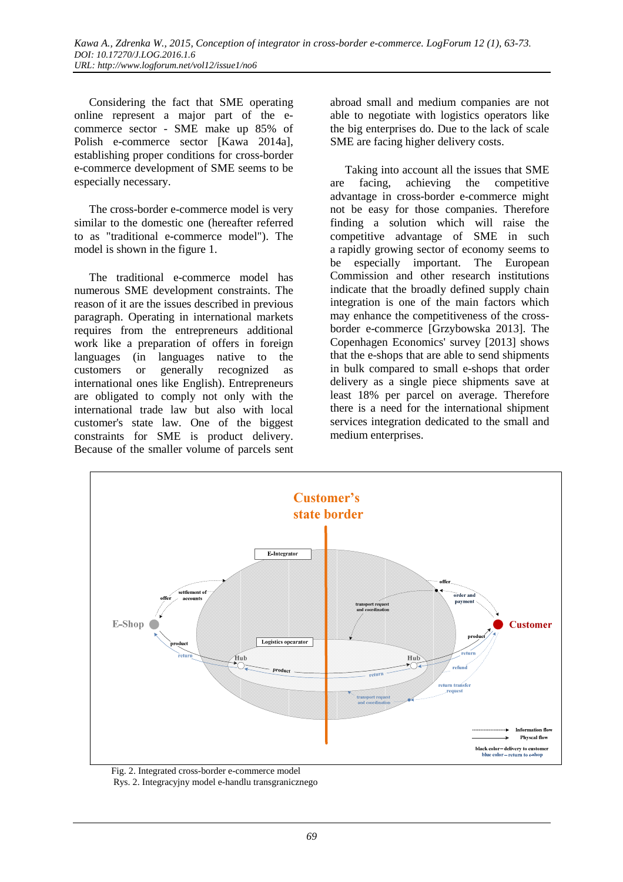Considering the fact that SME operating online represent a major part of the e-commerce sector - SME make up 85% of Polish e-commerce sector [Kawa 2014a], establishing proper conditions for cross-border e-commerce development of SME seems to be especially necessary.

The cross-border e-commerce model is very similar to the domestic one (hereafter referred to as "traditional e-commerce model"). The model is shown in the figure 1.

The traditional e-commerce model has numerous SME development constraints. The reason of it are the issues described in previous paragraph. Operating in international markets requires from the entrepreneurs additional work like a preparation of offers in foreign languages (in languages native to the customers or generally recognized as international ones like English). Entrepreneurs are obligated to comply not only with the international trade law but also with local customer's state law. One of the biggest constraints for SME is product delivery. Because of the smaller volume of parcels sent abroad small and medium companies are not able to negotiate with logistics operators like the big enterprises do. Due to the lack of scale SME are facing higher delivery costs.

Taking into account all the issues that SME are facing, achieving the competitive advantage in cross-border e-commerce might not be easy for those companies. Therefore finding a solution which will raise the competitive advantage of SME in such a rapidly growing sector of economy seems to be especially important. The European Commission and other research institutions indicate that the broadly defined supply chain integration is one of the main factors which may enhance the competitiveness of the cross-border e-commerce [Grzybowska 2013]. The Copenhagen Economics' survey [2013] shows that the e-shops that are able to send shipments in bulk compared to small e-shops that order delivery as a single piece shipments save at least 18% per parcel on average. Therefore there is a need for the international shipment services integration dedicated to the small and medium enterprises.

Fig. 2. Integrated cross-border e-commerce model
Rys. 2. Integracyjny model e-handlu transgranicznego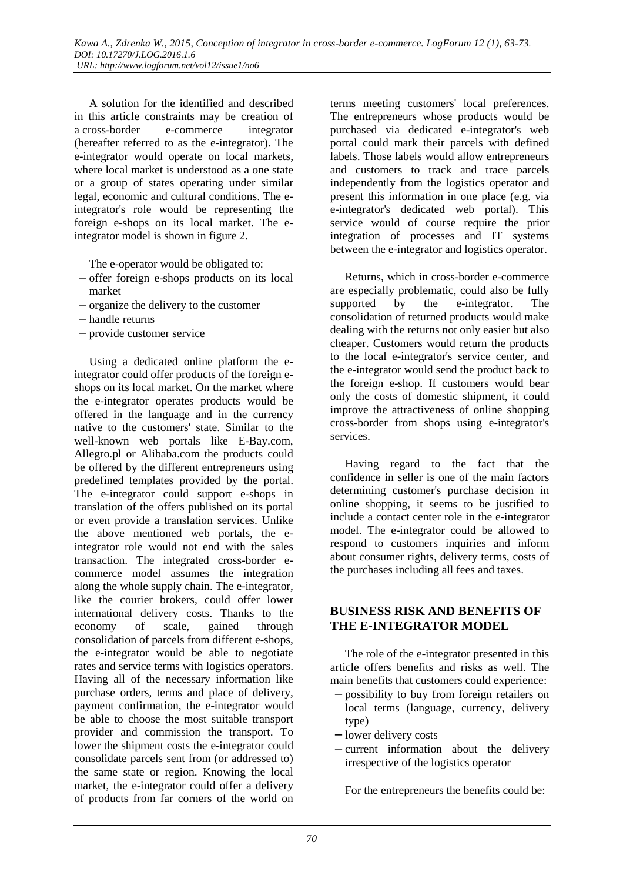A solution for the identified and described in this article constraints may be creation of a cross-border e-commerce integrator (hereafter referred to as the e-integrator). The e-integrator would operate on local markets, where local market is understood as a one state or a group of states operating under similar legal, economic and cultural conditions. The e-integrator's role would be representing the foreign e-shops on its local market. The e-integrator model is shown in figure 2.

The e-operator would be obligated to:

- offer foreign e-shops products on its local market
- organize the delivery to the customer
- handle returns
- provide customer service

Using a dedicated online platform the e-integrator could offer products of the foreign e-shops on its local market. On the market where the e-integrator operates products would be offered in the language and in the currency native to the customers' state. Similar to the well-known web portals like E-Bay.com, Allegro.pl or Alibaba.com the products could be offered by the different entrepreneurs using predefined templates provided by the portal. The e-integrator could support e-shops in translation of the offers published on its portal or even provide a translation services. Unlike the above mentioned web portals, the e-integrator role would not end with the sales transaction. The integrated cross-border e-commerce model assumes the integration along the whole supply chain. The e-integrator, like the courier brokers, could offer lower international delivery costs. Thanks to the economy of scale, gained through consolidation of parcels from different e-shops, the e-integrator would be able to negotiate rates and service terms with logistics operators. Having all of the necessary information like purchase orders, terms and place of delivery, payment confirmation, the e-integrator would be able to choose the most suitable transport provider and commission the transport. To lower the shipment costs the e-integrator could consolidate parcels sent from (or addressed to) the same state or region. Knowing the local market, the e-integrator could offer a delivery of products from far corners of the world on terms meeting customers' local preferences. The entrepreneurs whose products would be purchased via dedicated e-integrator's web portal could mark their parcels with defined labels. Those labels would allow entrepreneurs and customers to track and trace parcels independently from the logistics operator and present this information in one place (e.g. via e-integrator's dedicated web portal). This service would of course require the prior integration of processes and IT systems between the e-integrator and logistics operator.

Returns, which in cross-border e-commerce are especially problematic, could also be fully supported by the e-integrator. The consolidation of returned products would make dealing with the returns not only easier but also cheaper. Customers would return the products to the local e-integrator's service center, and the e-integrator would send the product back to the foreign e-shop. If customers would bear only the costs of domestic shipment, it could improve the attractiveness of online shopping cross-border from shops using e-integrator's services.

Having regard to the fact that the confidence in seller is one of the main factors determining customer's purchase decision in online shopping, it seems to be justified to include a contact center role in the e-integrator model. The e-integrator could be allowed to respond to customers inquiries and inform about consumer rights, delivery terms, costs of the purchases including all fees and taxes.

## BUSINESS RISK AND BENEFITS OF THE E-INTEGRATOR MODEL

The role of the e-integrator presented in this article offers benefits and risks as well. The main benefits that customers could experience:

- possibility to buy from foreign retailers on local terms (language, currency, delivery type)
- lower delivery costs
- current information about the delivery irrespective of the logistics operator

For the entrepreneurs the benefits could be: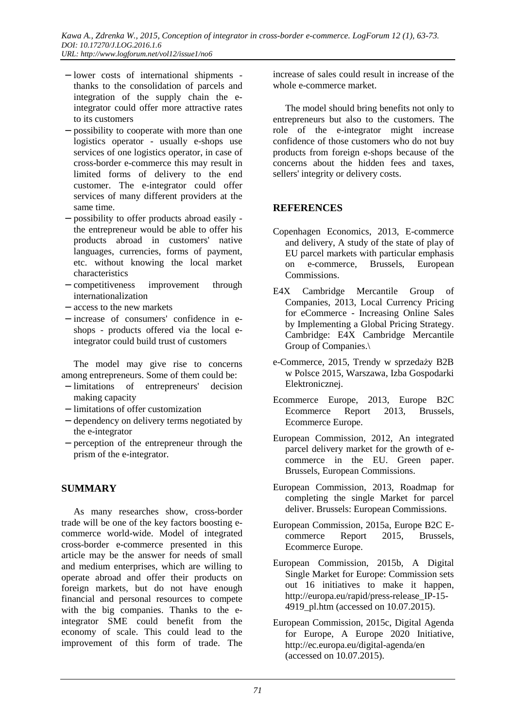- lower costs of international shipments - thanks to the consolidation of parcels and integration of the supply chain the e-integrator could offer more attractive rates to its customers
- possibility to cooperate with more than one logistics operator - usually e-shops use services of one logistics operator, in case of cross-border e-commerce this may result in limited forms of delivery to the end customer. The e-integrator could offer services of many different providers at the same time.
- possibility to offer products abroad easily - the entrepreneur would be able to offer his products abroad in customers' native languages, currencies, forms of payment, etc. without knowing the local market characteristics
- competitiveness improvement through internationalization
- access to the new markets
- increase of consumers' confidence in e-shops - products offered via the local e-integrator could build trust of customers

The model may give rise to concerns among entrepreneurs. Some of them could be:

- limitations of entrepreneurs' decision making capacity
- limitations of offer customization
- dependency on delivery terms negotiated by the e-integrator
- perception of the entrepreneur through the prism of the e-integrator.

## SUMMARY

As many researches show, cross-border trade will be one of the key factors boosting e-commerce world-wide. Model of integrated cross-border e-commerce presented in this article may be the answer for needs of small and medium enterprises, which are willing to operate abroad and offer their products on foreign markets, but do not have enough financial and personal resources to compete with the big companies. Thanks to the e-integrator SME could benefit from the economy of scale. This could lead to the improvement of this form of trade. The increase of sales could result in increase of the whole e-commerce market.

The model should bring benefits not only to entrepreneurs but also to the customers. The role of the e-integrator might increase confidence of those customers who do not buy products from foreign e-shops because of the concerns about the hidden fees and taxes, sellers' integrity or delivery costs.

## REFERENCES

Copenhagen Economics, 2013, E-commerce and delivery, A study of the state of play of EU parcel markets with particular emphasis on e-commerce, Brussels, European Commissions.

E4X Cambridge Mercantile Group of Companies, 2013, Local Currency Pricing for eCommerce - Increasing Online Sales by Implementing a Global Pricing Strategy. Cambridge: E4X Cambridge Mercantile Group of Companies.\

e-Commerce, 2015, Trendy w sprzedaży B2B w Polsce 2015, Warszawa, Izba Gospodarki Elektronicznej.

Ecommerce Europe, 2013, Europe B2C Ecommerce Report 2013, Brussels, Ecommerce Europe.

European Commission, 2012, An integrated parcel delivery market for the growth of e-commerce in the EU. Green paper. Brussels, European Commissions.

European Commission, 2013, Roadmap for completing the single Market for parcel deliver. Brussels: European Commissions.

European Commission, 2015a, Europe B2C E-commerce Report 2015, Brussels, Ecommerce Europe.

European Commission, 2015b, A Digital Single Market for Europe: Commission sets out 16 initiatives to make it happen, http://europa.eu/rapid/press-release_IP-15-4919_pl.htm (accessed on 10.07.2015).

European Commission, 2015c, Digital Agenda for Europe, A Europe 2020 Initiative, http://ec.europa.eu/digital-agenda/en (accessed on 10.07.2015).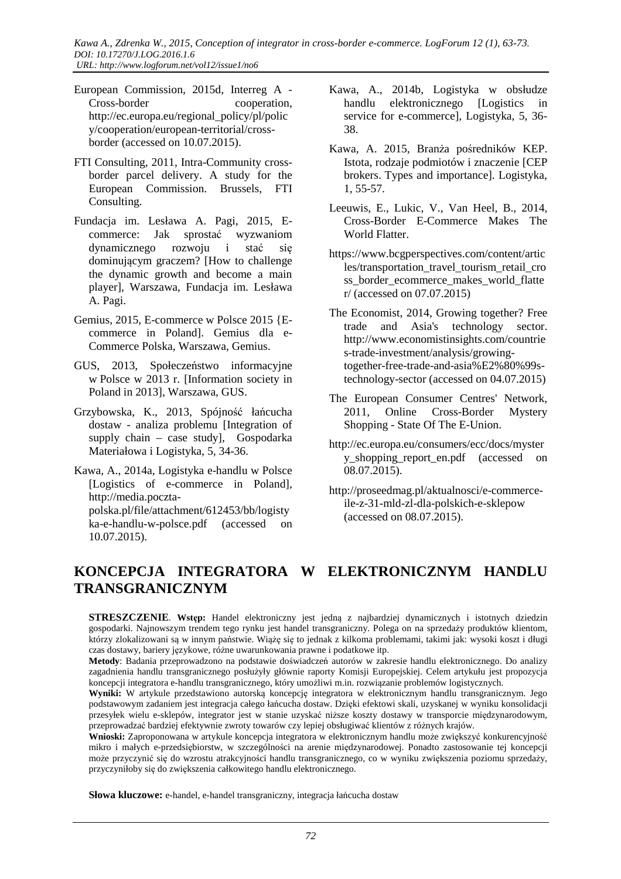European Commission, 2015d, Interreg A - Cross-border cooperation, http://ec.europa.eu/regional_policy/pl/policy/cooperation/european-territorial/cross-border (accessed on 10.07.2015).

FTI Consulting, 2011, Intra-Community cross-border parcel delivery. A study for the European Commission. Brussels, FTI Consulting.

Fundacja im. Lesława A. Pagi, 2015, E-commerce: Jak sprostać wyzwaniom dynamicznego rozwoju i stać się dominującym graczem? [How to challenge the dynamic growth and become a main player], Warszawa, Fundacja im. Lesława A. Pagi.

Gemius, 2015, E-commerce w Polsce 2015 {E-commerce in Poland]. Gemius dla e-Commerce Polska, Warszawa, Gemius.

GUS, 2013, Społeczeństwo informacyjne w Polsce w 2013 r. [Information society in Poland in 2013], Warszawa, GUS.

Grzybowska, K., 2013, Spójność łańcucha dostaw - analiza problemu [Integration of supply chain – case study], Gospodarka Materiałowa i Logistyka, 5, 34-36.

Kawa, A., 2014a, Logistyka e-handlu w Polsce [Logistics of e-commerce in Poland], http://media.poczta-polska.pl/file/attachment/612453/bb/logistyka-e-handlu-w-polsce.pdf (accessed on 10.07.2015).

Kawa, A., 2014b, Logistyka w obsłudze handlu elektronicznego [Logistics in service for e-commerce], Logistyka, 5, 36-38.

Kawa, A. 2015, Branża pośredników KEP. Istota, rodzaje podmiotów i znaczenie [CEP brokers. Types and importance]. Logistyka, 1, 55-57.

Leeuwis, E., Lukic, V., Van Heel, B., 2014, Cross-Border E-Commerce Makes The World Flatter.

https://www.bcgperspectives.com/content/articles/transportation_travel_tourism_retail_cross_border_ecommerce_makes_world_flatter/ (accessed on 07.07.2015)

The Economist, 2014, Growing together? Free trade and Asia's technology sector. http://www.economistinsights.com/countries-trade-investment/analysis/growing-together-free-trade-and-asia%E2%80%99s-technology-sector (accessed on 04.07.2015)

The European Consumer Centres' Network, 2011, Online Cross-Border Mystery Shopping - State Of The E-Union.

http://ec.europa.eu/consumers/ecc/docs/mystery_shopping_report_en.pdf (accessed on 08.07.2015).

http://proseedmag.pl/aktualnosci/e-commerce-ile-z-31-mld-zl-dla-polskich-e-sklepow (accessed on 08.07.2015).

# KONCEPCJA INTEGRATORA W ELEKTRONICZNYM HANDLU TRANSGRANICZNYM

**STRESZCZENIE**. **Wstęp:** Handel elektroniczny jest jedną z najbardziej dynamicznych i istotnych dziedzin gospodarki. Najnowszym trendem tego rynku jest handel transgraniczny. Polega on na sprzedaży produktów klientom, którzy zlokalizowani są w innym państwie. Wiążę się to jednak z kilkoma problemami, takimi jak: wysoki koszt i długi czas dostawy, bariery językowe, różne uwarunkowania prawne i podatkowe itp.

**Metody**: Badania przeprowadzono na podstawie doświadczeń autorów w zakresie handlu elektronicznego. Do analizy zagadnienia handlu transgranicznego posłużyły głównie raporty Komisji Europejskiej. Celem artykułu jest propozycja koncepcji integratora e-handlu transgranicznego, który umożliwi m.in. rozwiązanie problemów logistycznych.

**Wyniki:** W artykule przedstawiono autorską koncepcję integratora w elektronicznym handlu transgranicznym. Jego podstawowym zadaniem jest integracja całego łańcucha dostaw. Dzięki efektowi skali, uzyskanej w wyniku konsolidacji przesyłek wielu e-sklepów, integrator jest w stanie uzyskać niższe koszty dostawy w transporcie międzynarodowym, przeprowadzać bardziej efektywnie zwroty towarów czy lepiej obsługiwać klientów z różnych krajów.

**Wnioski:** Zaproponowana w artykule koncepcja integratora w elektronicznym handlu może zwiększyć konkurencyjność mikro i małych e-przedsiębiorstw, w szczególności na arenie międzynarodowej. Ponadto zastosowanie tej koncepcji może przyczynić się do wzrostu atrakcyjności handlu transgranicznego, co w wyniku zwiększenia poziomu sprzedaży, przyczyniłoby się do zwiększenia całkowitego handlu elektronicznego.

**Słowa kluczowe:** e-handel, e-handel transgraniczny, integracja łańcucha dostaw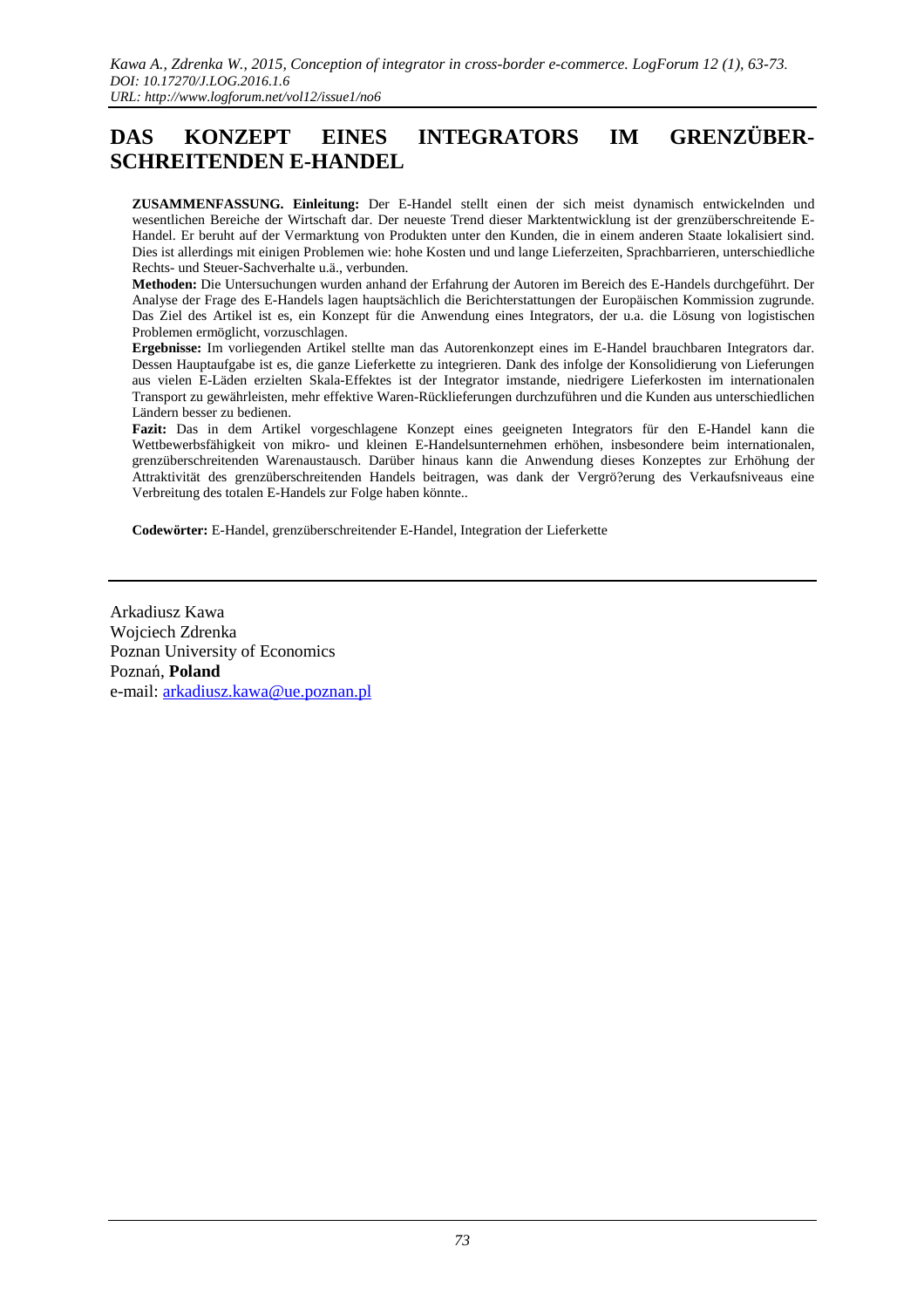# DAS KONZEPT EINES INTEGRATORS IM GRENZÜBER-SCHREITENDEN E-HANDEL

**ZUSAMMENFASSUNG. Einleitung:** Der E-Handel stellt einen der sich meist dynamisch entwickelnden und wesentlichen Bereiche der Wirtschaft dar. Der neueste Trend dieser Marktentwicklung ist der grenzüberschreitende E-Handel. Er beruht auf der Vermarktung von Produkten unter den Kunden, die in einem anderen Staate lokalisiert sind. Dies ist allerdings mit einigen Problemen wie: hohe Kosten und und lange Lieferzeiten, Sprachbarrieren, unterschiedliche Rechts- und Steuer-Sachverhalte u.ä., verbunden.

**Methoden:** Die Untersuchungen wurden anhand der Erfahrung der Autoren im Bereich des E-Handels durchgeführt. Der Analyse der Frage des E-Handels lagen hauptsächlich die Berichterstattungen der Europäischen Kommission zugrunde. Das Ziel des Artikel ist es, ein Konzept für die Anwendung eines Integrators, der u.a. die Lösung von logistischen Problemen ermöglicht, vorzuschlagen.

**Ergebnisse:** Im vorliegenden Artikel stellte man das Autorenkonzept eines im E-Handel brauchbaren Integrators dar. Dessen Hauptaufgabe ist es, die ganze Lieferkette zu integrieren. Dank des infolge der Konsolidierung von Lieferungen aus vielen E-Läden erzielten Skala-Effektes ist der Integrator imstande, niedrigere Lieferkosten im internationalen Transport zu gewährleisten, mehr effektive Waren-Rücklieferungen durchzuführen und die Kunden aus unterschiedlichen Ländern besser zu bedienen.

**Fazit:** Das in dem Artikel vorgeschlagene Konzept eines geeigneten Integrators für den E-Handel kann die Wettbewerbsfähigkeit von mikro- und kleinen E-Handelsunternehmen erhöhen, insbesondere beim internationalen, grenzüberschreitenden Warenaustausch. Darüber hinaus kann die Anwendung dieses Konzeptes zur Erhöhung der Attraktivität des grenzüberschreitenden Handels beitragen, was dank der Vergrö?erung des Verkaufsniveaus eine Verbreitung des totalen E-Handels zur Folge haben könnte..

**Codewörter:** E-Handel, grenzüberschreitender E-Handel, Integration der Lieferkette

Arkadiusz Kawa
Wojciech Zdrenka
Poznan University of Economics
Poznań, **Poland**
e-mail: arkadiusz.kawa@ue.poznan.pl